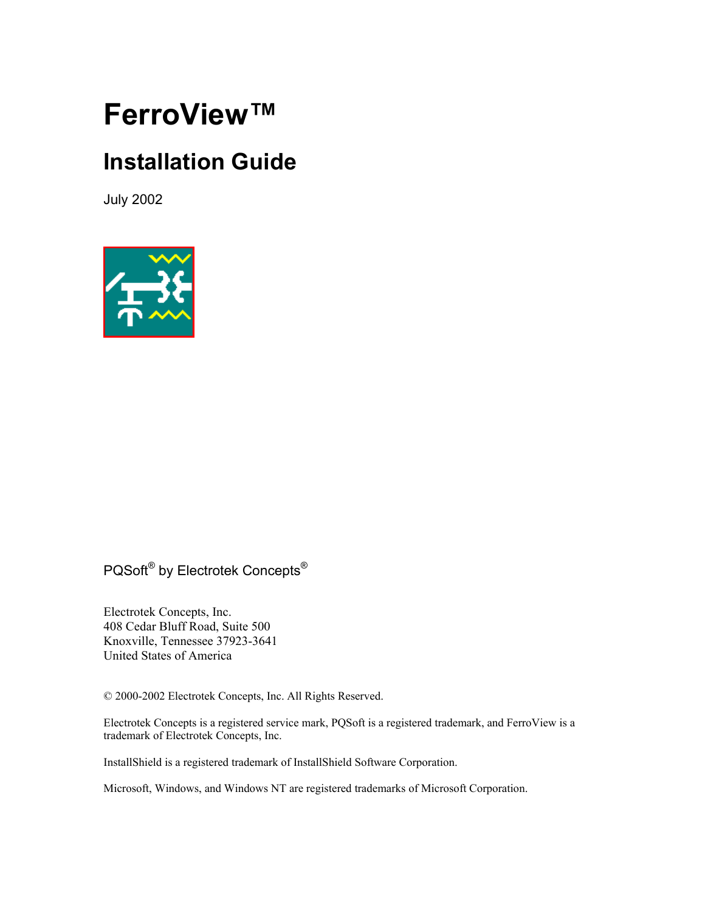# FerroView™

## Installation Guide

July 2002

PQSoft® by Electrotek Concepts®

Electrotek Concepts, Inc.
408 Cedar Bluff Road, Suite 500
Knoxville, Tennessee 37923-3641
United States of America

© 2000-2002 Electrotek Concepts, Inc. All Rights Reserved.

Electrotek Concepts is a registered service mark, PQSoft is a registered trademark, and FerroView is a trademark of Electrotek Concepts, Inc.

InstallShield is a registered trademark of InstallShield Software Corporation.

Microsoft, Windows, and Windows NT are registered trademarks of Microsoft Corporation.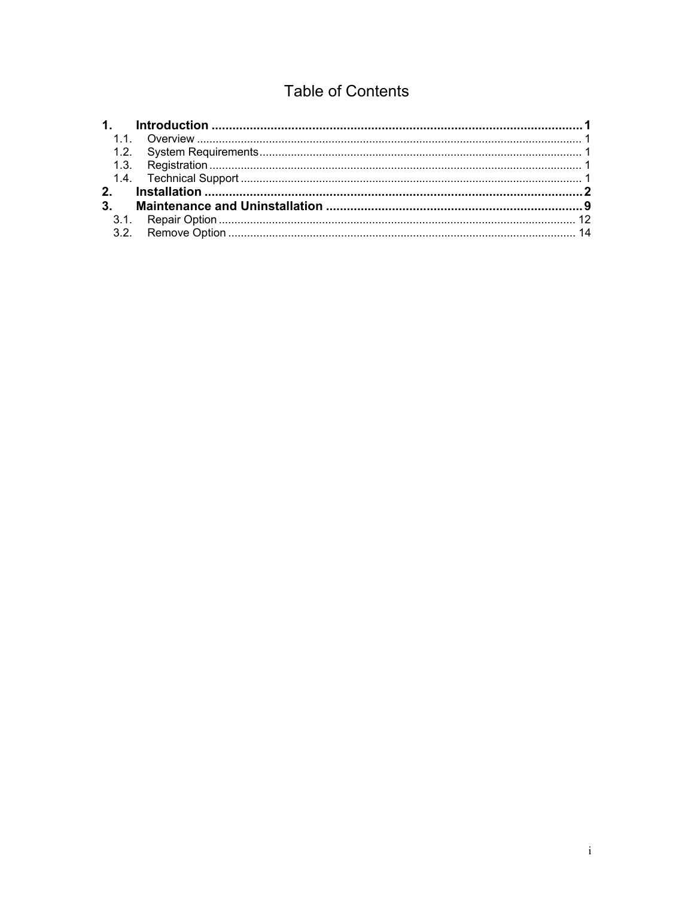# Table of Contents

**1. Introduction ........................................................................................................ 1**

- 1.1. Overview ........................................................................................................ 1
- 1.2. System Requirements ..................................................................................... 1
- 1.3. Registration ................................................................................................... 1
- 1.4. Technical Support .......................................................................................... 1

**2. Installation .......................................................................................................... 2**

**3. Maintenance and Uninstallation ........................................................................ 9**

- 3.1. Repair Option ............................................................................................... 12
- 3.2. Remove Option ............................................................................................. 14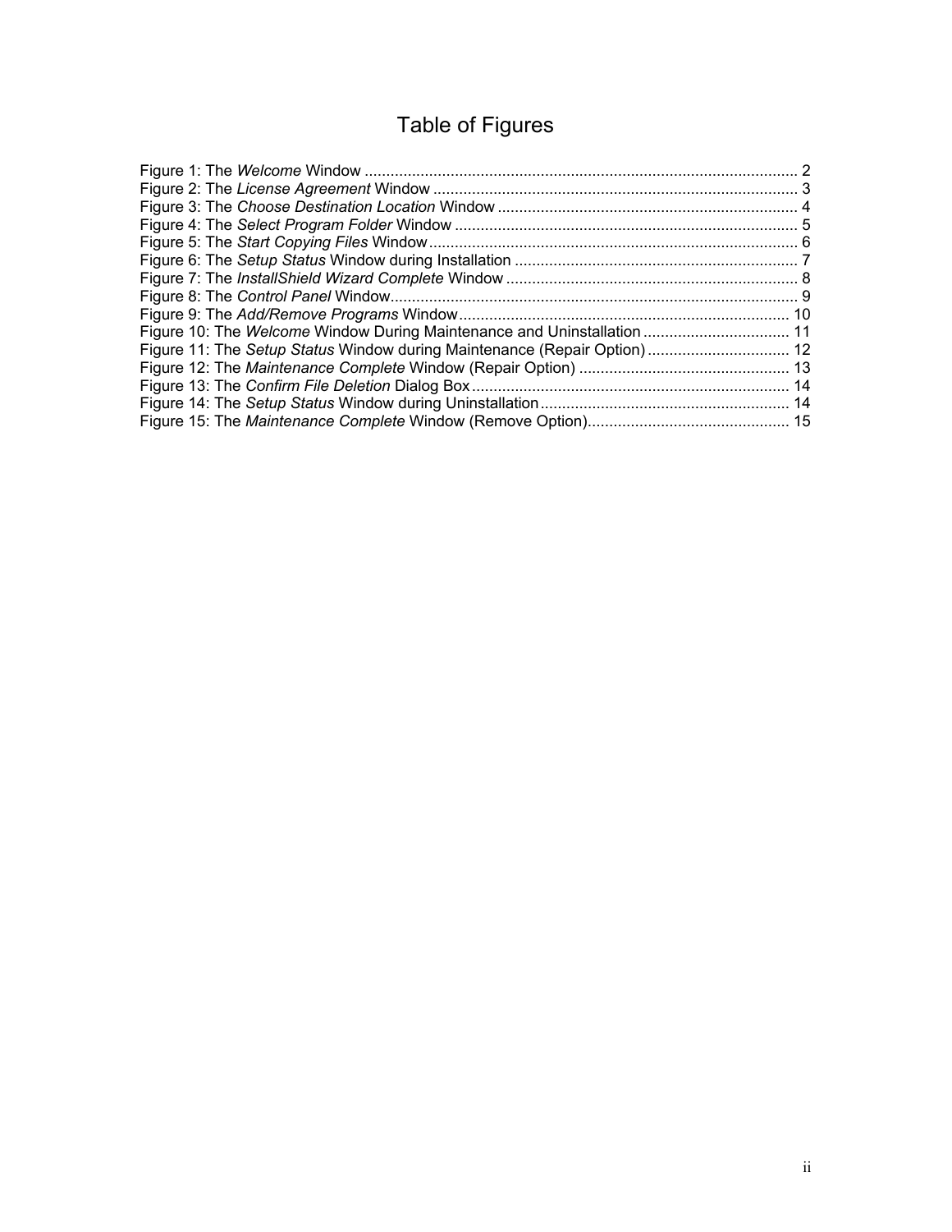# Table of Figures

Figure 1: The *Welcome* Window .................................................................................................... 2
Figure 2: The *License Agreement* Window .................................................................................... 3
Figure 3: The *Choose Destination Location* Window ..................................................................... 4
Figure 4: The *Select Program Folder* Window ............................................................................... 5
Figure 5: The *Start Copying Files* Window ..................................................................................... 6
Figure 6: The *Setup Status* Window during Installation .................................................................. 7
Figure 7: The *InstallShield Wizard Complete* Window ................................................................... 8
Figure 8: The *Control Panel* Window.............................................................................................. 9
Figure 9: The *Add/Remove Programs* Window ............................................................................ 10
Figure 10: The *Welcome* Window During Maintenance and Uninstallation .................................. 11
Figure 11: The *Setup Status* Window during Maintenance (Repair Option) ................................. 12
Figure 12: The *Maintenance Complete* Window (Repair Option) ................................................. 13
Figure 13: The *Confirm File Deletion* Dialog Box ......................................................................... 14
Figure 14: The *Setup Status* Window during Uninstallation .......................................................... 14
Figure 15: The *Maintenance Complete* Window (Remove Option)............................................... 15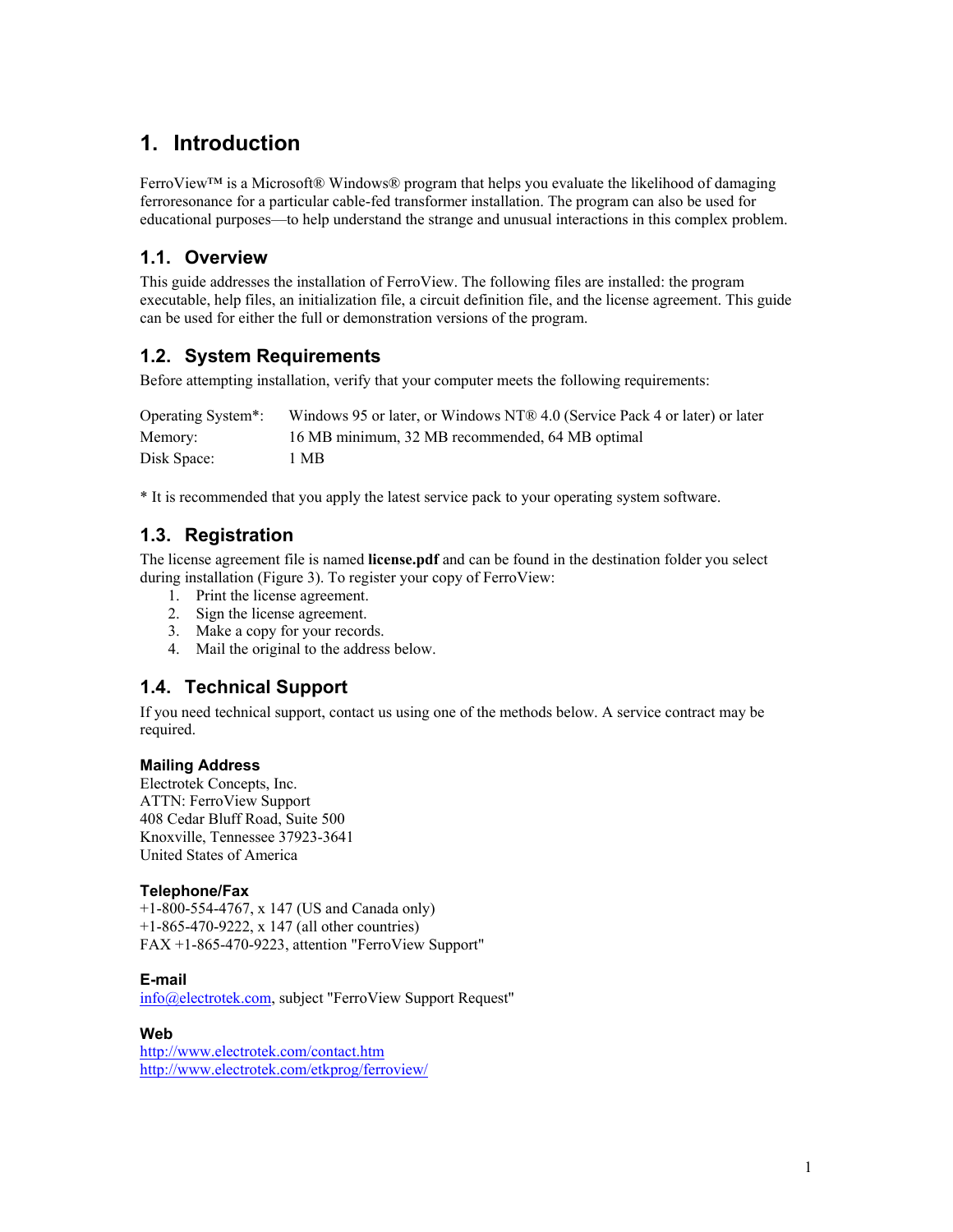# 1. Introduction

FerroView™ is a Microsoft® Windows® program that helps you evaluate the likelihood of damaging ferroresonance for a particular cable-fed transformer installation. The program can also be used for educational purposes—to help understand the strange and unusual interactions in this complex problem.

## 1.1. Overview

This guide addresses the installation of FerroView. The following files are installed: the program executable, help files, an initialization file, a circuit definition file, and the license agreement. This guide can be used for either the full or demonstration versions of the program.

## 1.2. System Requirements

Before attempting installation, verify that your computer meets the following requirements:

| | |
|---|---|
| Operating System*: | Windows 95 or later, or Windows NT® 4.0 (Service Pack 4 or later) or later |
| Memory: | 16 MB minimum, 32 MB recommended, 64 MB optimal |
| Disk Space: | 1 MB |

* It is recommended that you apply the latest service pack to your operating system software.

## 1.3. Registration

The license agreement file is named **license.pdf** and can be found in the destination folder you select during installation (Figure 3). To register your copy of FerroView:

1. Print the license agreement.
2. Sign the license agreement.
3. Make a copy for your records.
4. Mail the original to the address below.

## 1.4. Technical Support

If you need technical support, contact us using one of the methods below. A service contract may be required.

### Mailing Address

Electrotek Concepts, Inc.
ATTN: FerroView Support
408 Cedar Bluff Road, Suite 500
Knoxville, Tennessee 37923-3641
United States of America

### Telephone/Fax

+1-800-554-4767, x 147 (US and Canada only)
+1-865-470-9222, x 147 (all other countries)
FAX +1-865-470-9223, attention "FerroView Support"

### E-mail

info@electrotek.com, subject "FerroView Support Request"

### Web

http://www.electrotek.com/contact.htm
http://www.electrotek.com/etkprog/ferroview/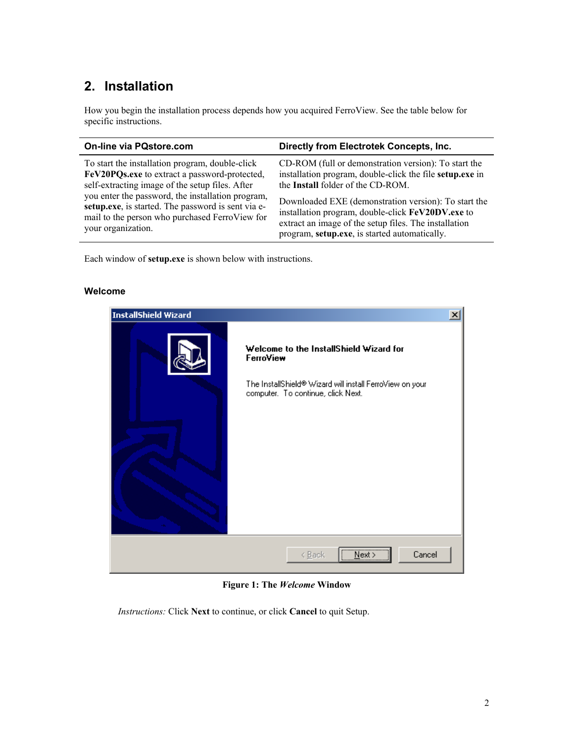## 2. Installation

How you begin the installation process depends how you acquired FerroView. See the table below for specific instructions.

| On-line via PQstore.com | Directly from Electrotek Concepts, Inc. |
| --- | --- |
| To start the installation program, double-click **FeV20PQs.exe** to extract a password-protected, self-extracting image of the setup files. After you enter the password, the installation program, **setup.exe**, is started. The password is sent via e-mail to the person who purchased FerroView for your organization. | CD-ROM (full or demonstration version): To start the installation program, double-click the file **setup.exe** in the **Install** folder of the CD-ROM.<br><br>Downloaded EXE (demonstration version): To start the installation program, double-click **FeV20DV.exe** to extract an image of the setup files. The installation program, **setup.exe**, is started automatically. |

Each window of **setup.exe** is shown below with instructions.

### Welcome

**Figure 1: The *Welcome* Window**

*Instructions:* Click **Next** to continue, or click **Cancel** to quit Setup.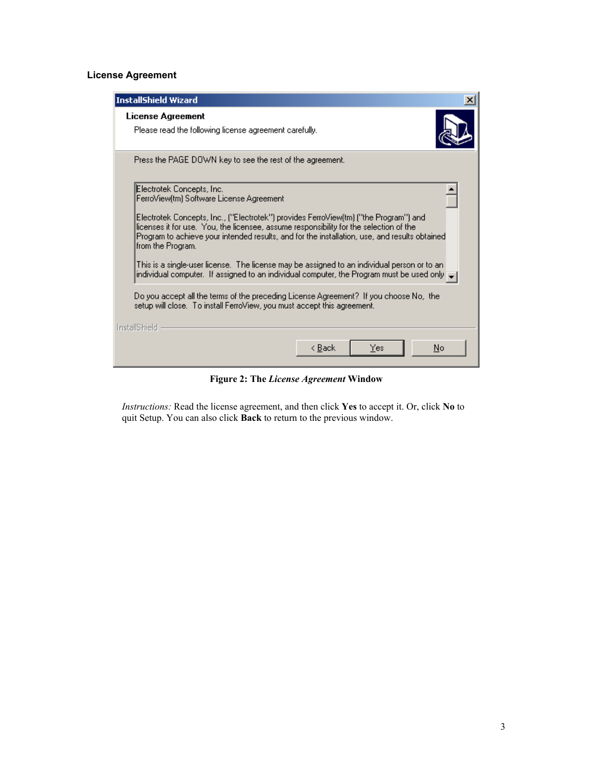### License Agreement

InstallShield Wizard

**License Agreement**

Please read the following license agreement carefully.

Press the PAGE DOWN key to see the rest of the agreement.

Electrotek Concepts, Inc.
FerroView(tm) Software License Agreement

Electrotek Concepts, Inc., ("Electrotek") provides FerroView(tm) ("the Program") and licenses it for use. You, the licensee, assume responsibility for the selection of the Program to achieve your intended results, and for the installation, use, and results obtained from the Program.

This is a single-user license. The license may be assigned to an individual person or to an individual computer. If assigned to an individual computer, the Program must be used only

Do you accept all the terms of the preceding License Agreement? If you choose No, the setup will close. To install FerroView, you must accept this agreement.

InstallShield

< Back | Yes | No

**Figure 2: The *License Agreement* Window**

*Instructions:* Read the license agreement, and then click **Yes** to accept it. Or, click **No** to quit Setup. You can also click **Back** to return to the previous window.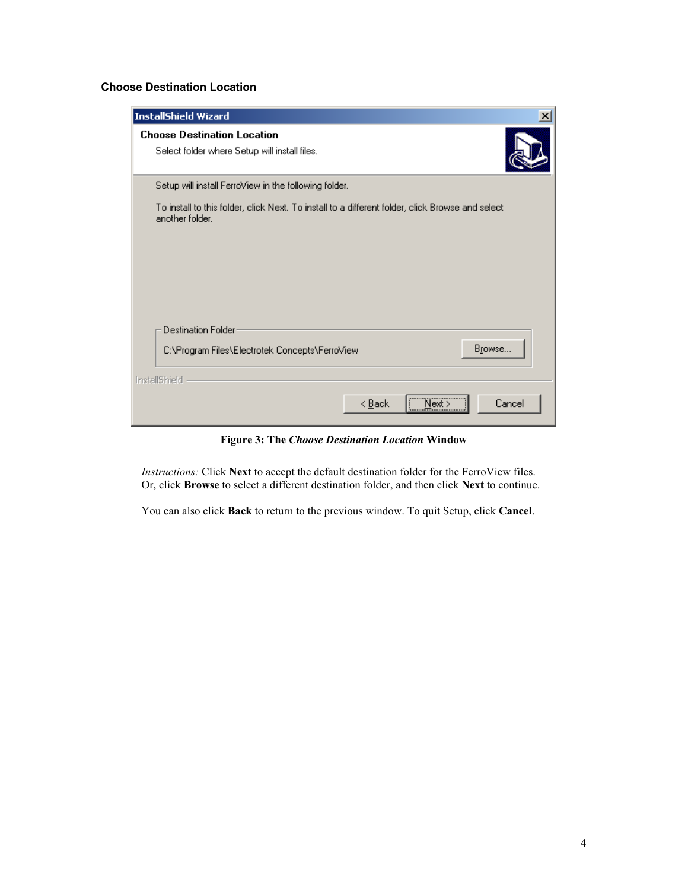### Choose Destination Location

**Figure 3: The *Choose Destination Location* Window**

*Instructions:* Click **Next** to accept the default destination folder for the FerroView files. Or, click **Browse** to select a different destination folder, and then click **Next** to continue.

You can also click **Back** to return to the previous window. To quit Setup, click **Cancel**.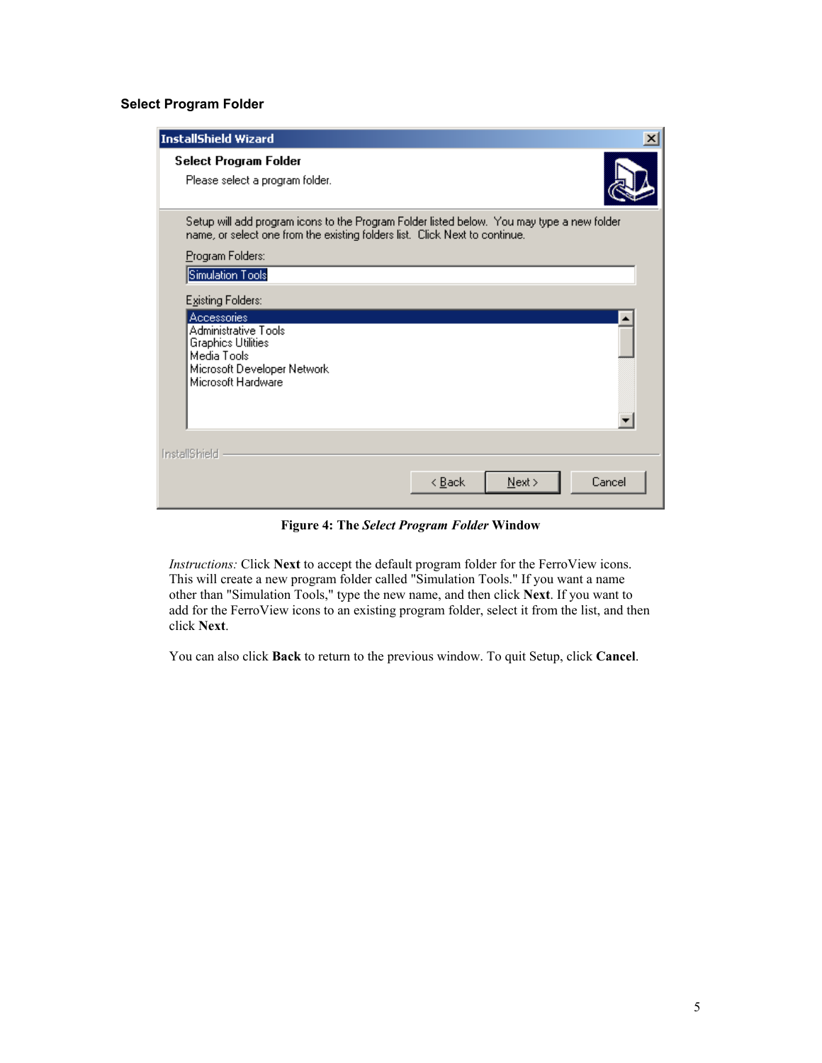### Select Program Folder

**Figure 4: The *Select Program Folder* Window**

*Instructions:* Click **Next** to accept the default program folder for the FerroView icons. This will create a new program folder called "Simulation Tools." If you want a name other than "Simulation Tools," type the new name, and then click **Next**. If you want to add for the FerroView icons to an existing program folder, select it from the list, and then click **Next**.

You can also click **Back** to return to the previous window. To quit Setup, click **Cancel**.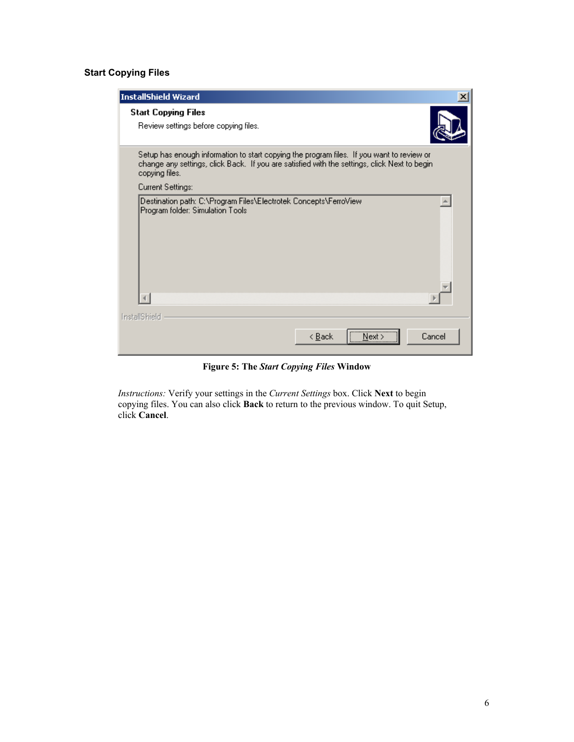### Start Copying Files

**Figure 5: The *Start Copying Files* Window**

*Instructions:* Verify your settings in the *Current Settings* box. Click **Next** to begin copying files. You can also click **Back** to return to the previous window. To quit Setup, click **Cancel**.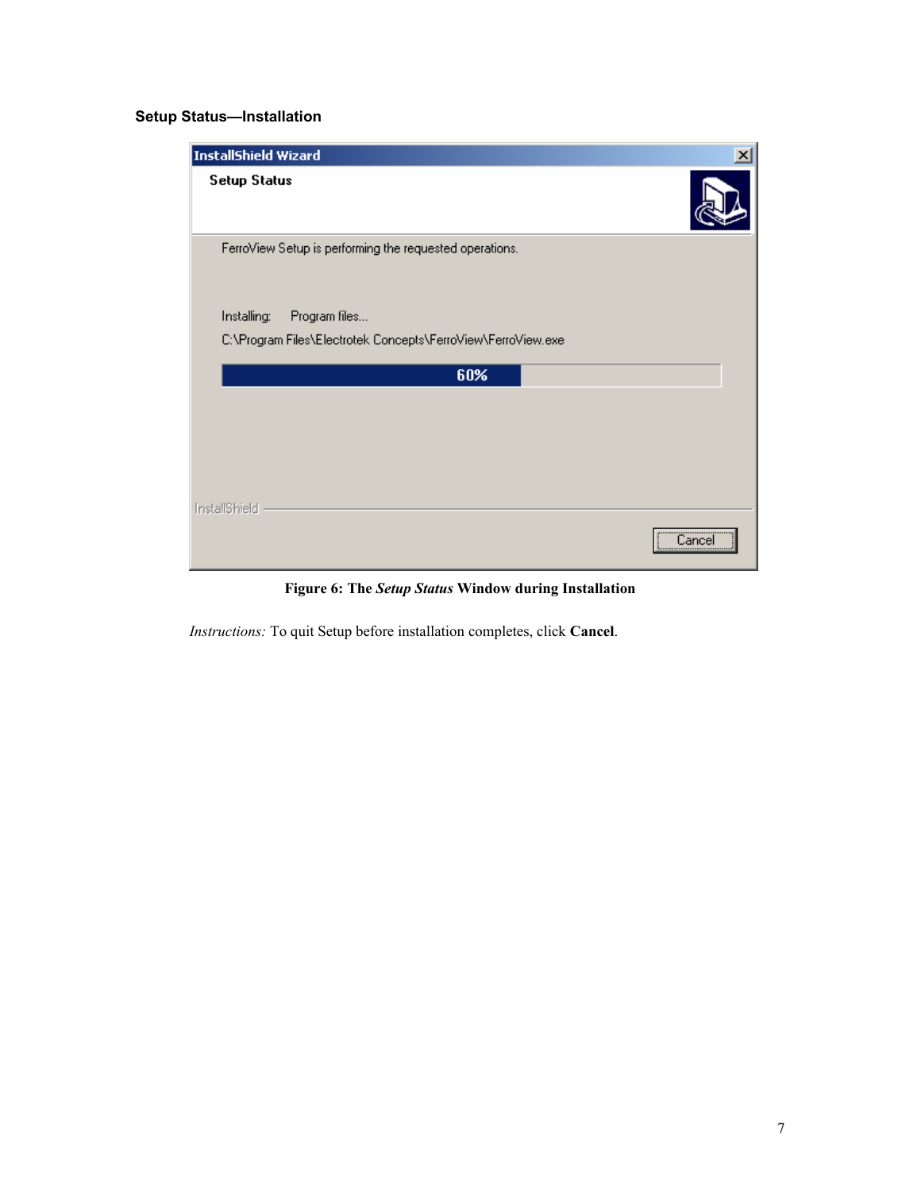### Setup Status—Installation

**Figure 6: The *Setup Status* Window during Installation**

*Instructions:* To quit Setup before installation completes, click **Cancel**.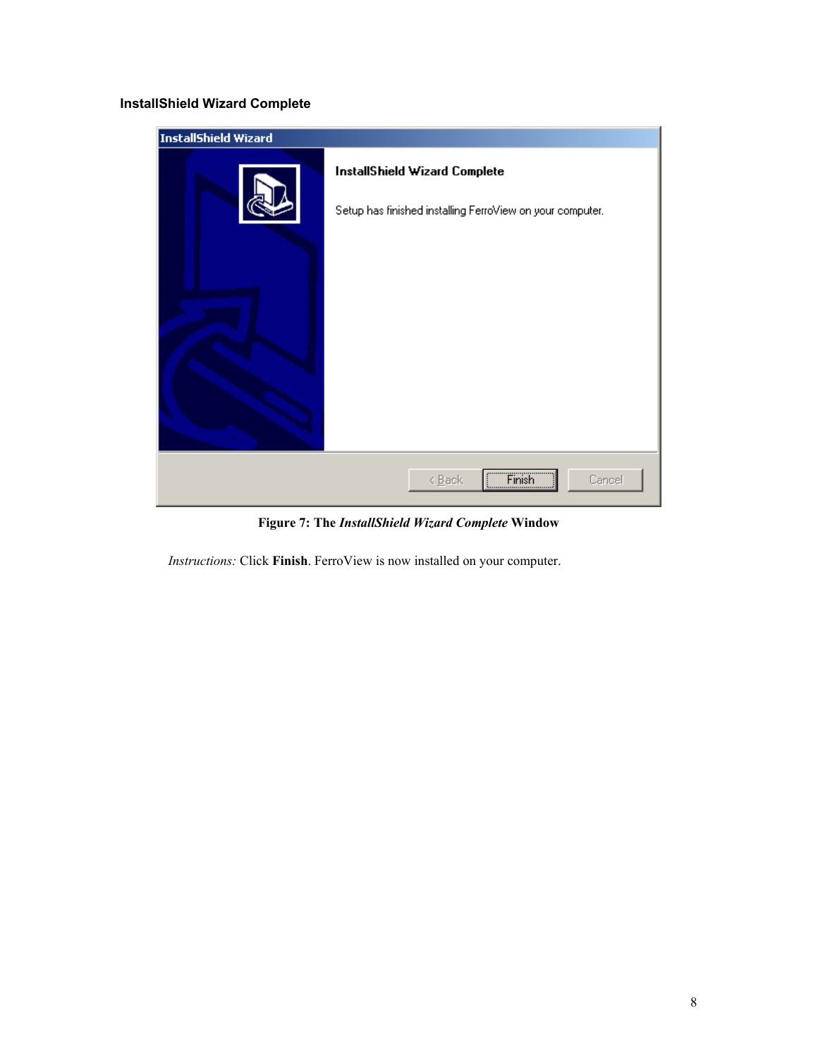### InstallShield Wizard Complete

**Figure 7: The *InstallShield Wizard Complete* Window**

*Instructions:* Click **Finish**. FerroView is now installed on your computer.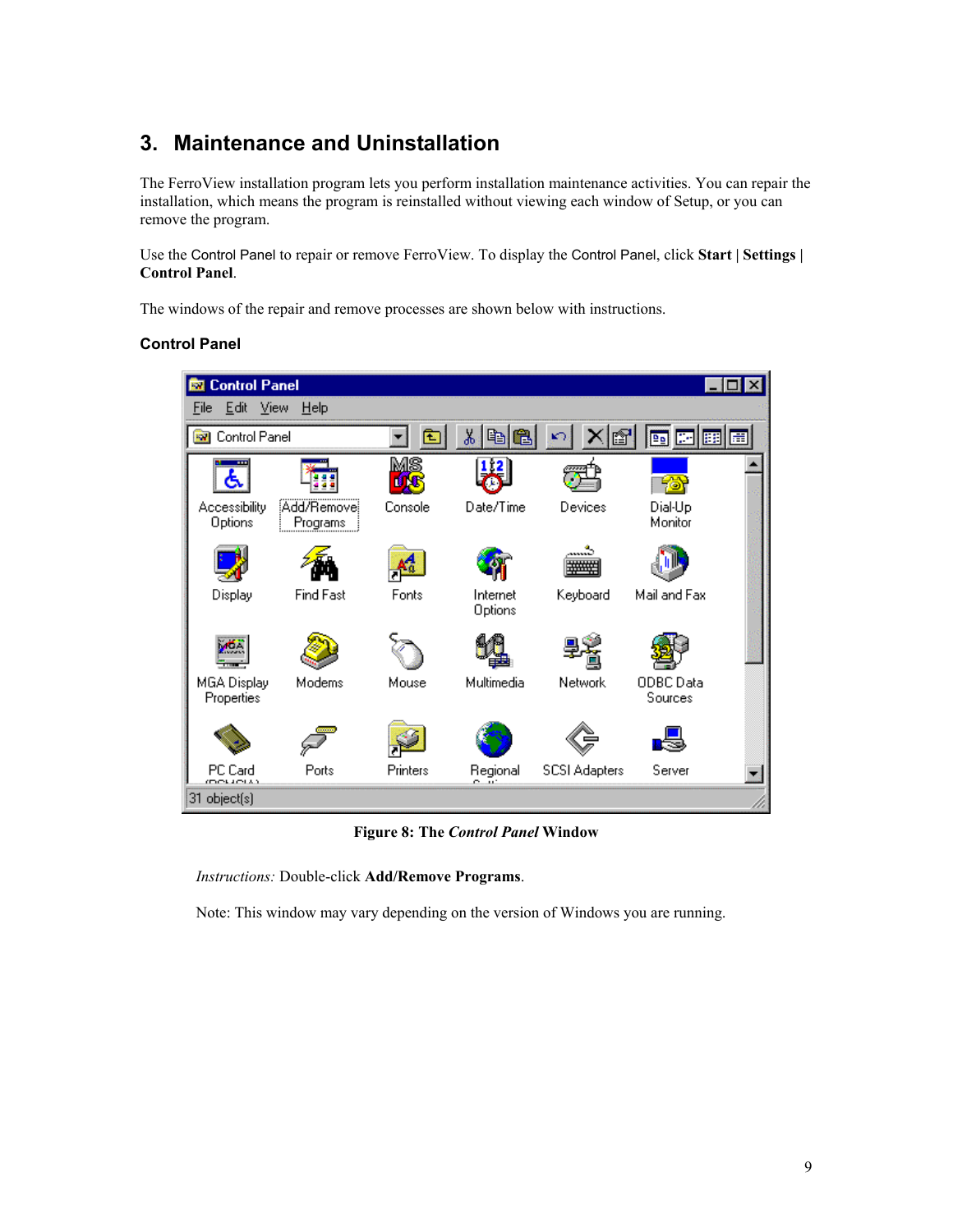# 3. Maintenance and Uninstallation

The FerroView installation program lets you perform installation maintenance activities. You can repair the installation, which means the program is reinstalled without viewing each window of Setup, or you can remove the program.

Use the Control Panel to repair or remove FerroView. To display the Control Panel, click **Start** | **Settings** | **Control Panel**.

The windows of the repair and remove processes are shown below with instructions.

### Control Panel

**Figure 8: The *Control Panel* Window**

*Instructions:* Double-click **Add/Remove Programs**.

Note: This window may vary depending on the version of Windows you are running.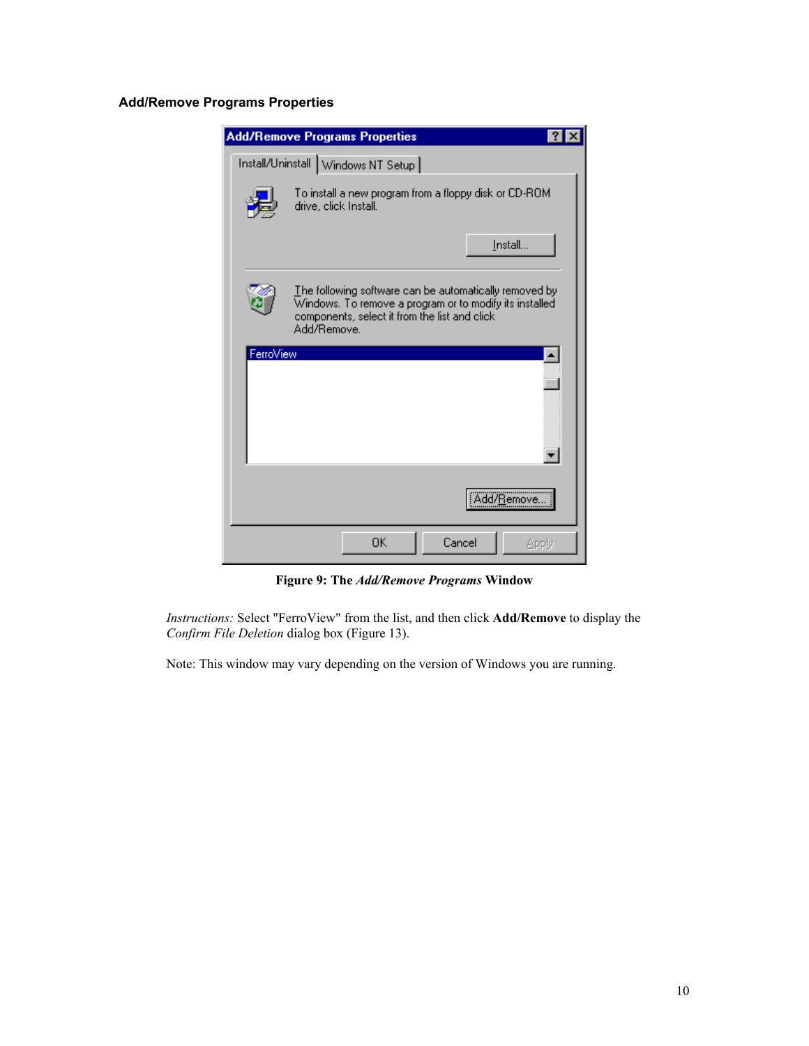### Add/Remove Programs Properties

Figure 9: The *Add/Remove Programs* Window

*Instructions:* Select "FerroView" from the list, and then click **Add/Remove** to display the *Confirm File Deletion* dialog box (Figure 13).

Note: This window may vary depending on the version of Windows you are running.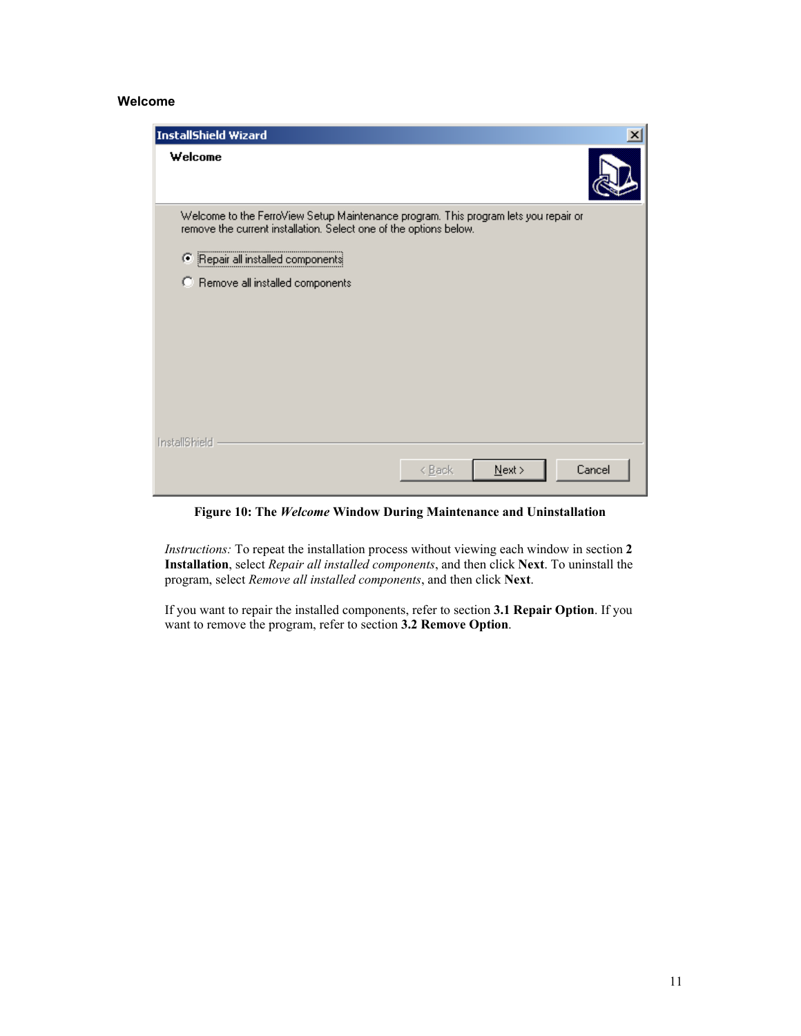### Welcome

Figure 10: The *Welcome* Window During Maintenance and Uninstallation

*Instructions:* To repeat the installation process without viewing each window in section **2 Installation**, select *Repair all installed components*, and then click **Next**. To uninstall the program, select *Remove all installed components*, and then click **Next**.

If you want to repair the installed components, refer to section **3.1 Repair Option**. If you want to remove the program, refer to section **3.2 Remove Option**.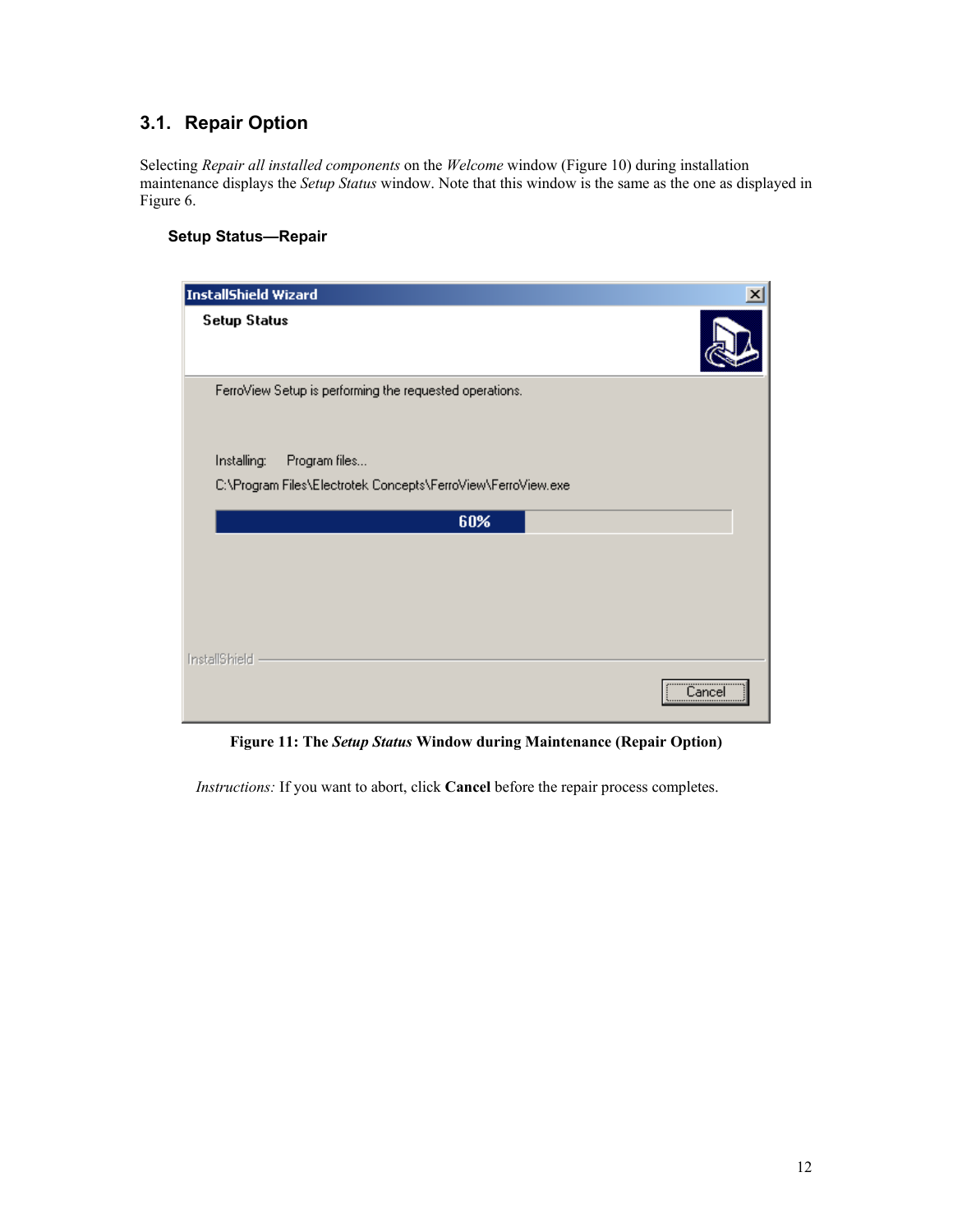## 3.1. Repair Option

Selecting *Repair all installed components* on the *Welcome* window (Figure 10) during installation maintenance displays the *Setup Status* window. Note that this window is the same as the one as displayed in Figure 6.

### Setup Status—Repair

**Figure 11: The *Setup Status* Window during Maintenance (Repair Option)**

*Instructions:* If you want to abort, click **Cancel** before the repair process completes.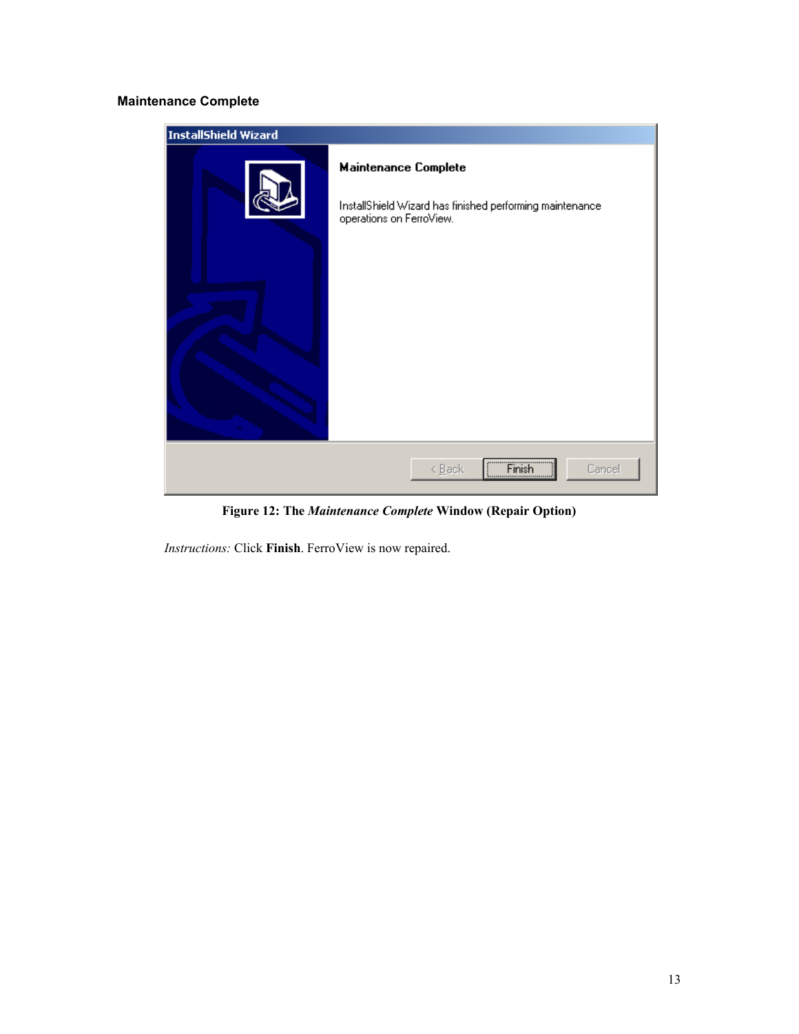### Maintenance Complete

**Figure 12: The *Maintenance Complete* Window (Repair Option)**

*Instructions:* Click **Finish**. FerroView is now repaired.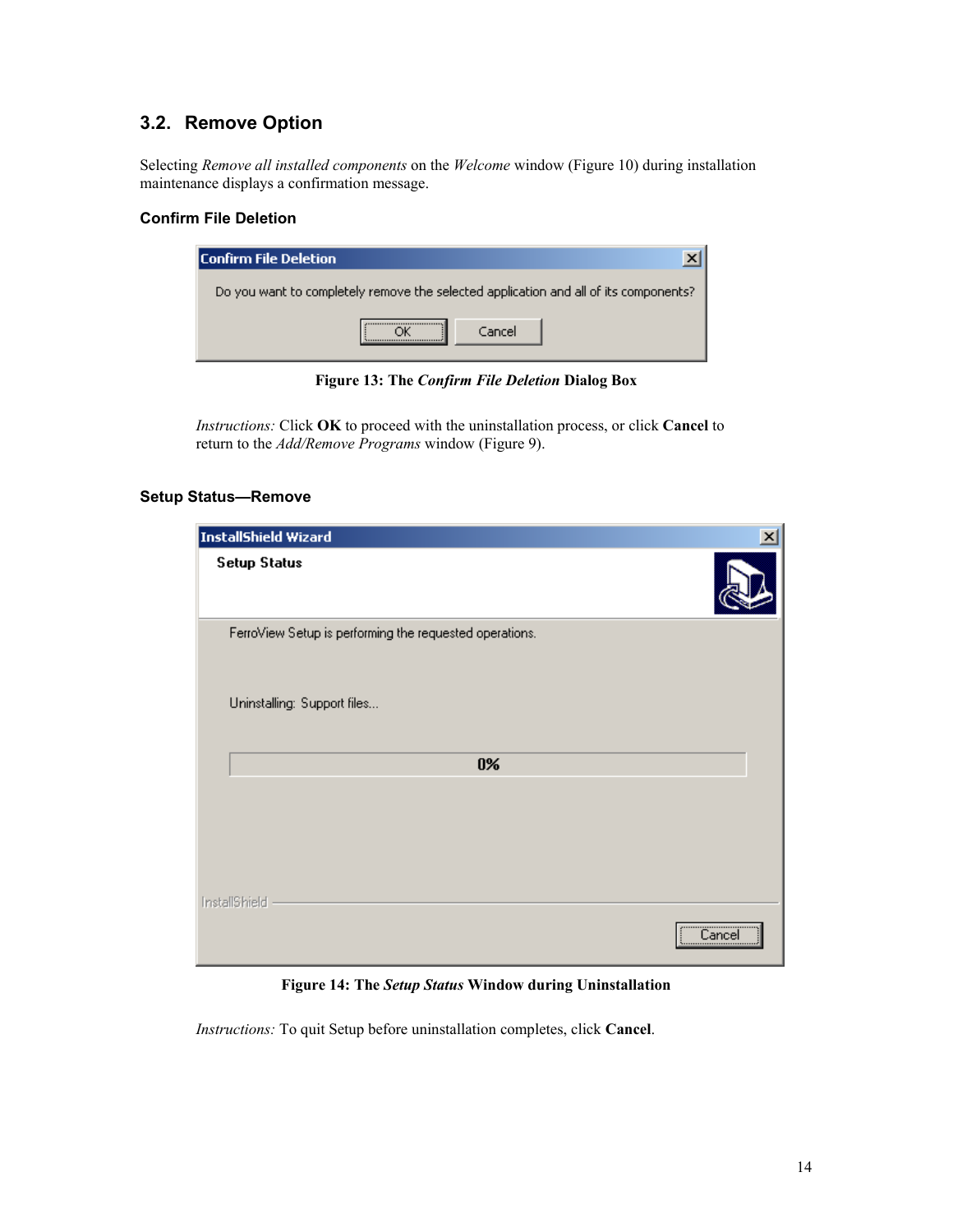## 3.2. Remove Option

Selecting *Remove all installed components* on the *Welcome* window (Figure 10) during installation maintenance displays a confirmation message.

### Confirm File Deletion

**Figure 13: The *Confirm File Deletion* Dialog Box**

*Instructions:* Click **OK** to proceed with the uninstallation process, or click **Cancel** to return to the *Add/Remove Programs* window (Figure 9).

### Setup Status—Remove

**Figure 14: The *Setup Status* Window during Uninstallation**

*Instructions:* To quit Setup before uninstallation completes, click **Cancel**.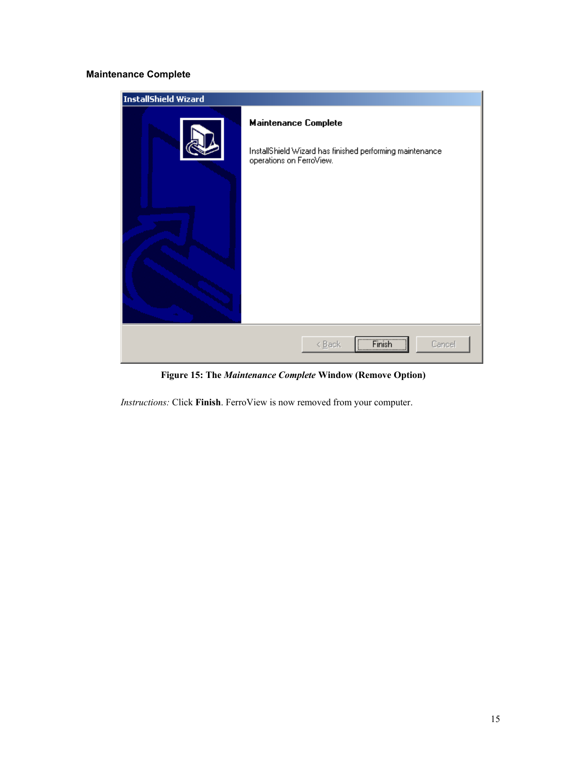### Maintenance Complete

**Figure 15: The *Maintenance Complete* Window (Remove Option)**

*Instructions:* Click **Finish**. FerroView is now removed from your computer.